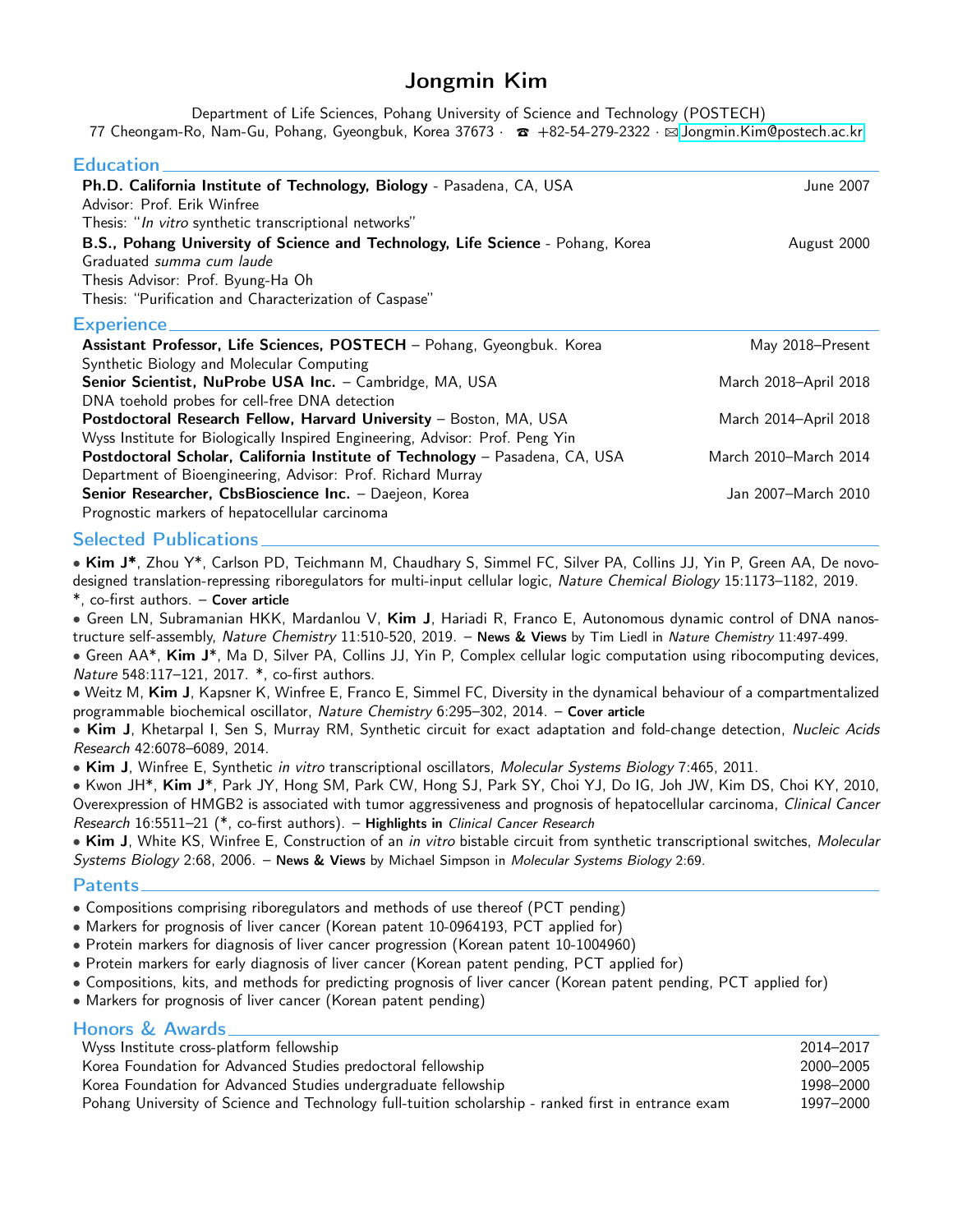# Jongmin Kim

Department of Life Sciences, Pohang University of Science and Technology (POSTECH)
77 Cheongam-Ro, Nam-Gu, Pohang, Gyeongbuk, Korea 37673 · ☎ +82-54-279-2322 · ✉ Jongmin.Kim@postech.ac.kr

## Education

**Ph.D. California Institute of Technology, Biology** - Pasadena, CA, USA — June 2007
Advisor: Prof. Erik Winfree
Thesis: "*In vitro* synthetic transcriptional networks"

**B.S., Pohang University of Science and Technology, Life Science** - Pohang, Korea — August 2000
Graduated *summa cum laude*
Thesis Advisor: Prof. Byung-Ha Oh
Thesis: "Purification and Characterization of Caspase"

## Experience

**Assistant Professor, Life Sciences, POSTECH** – Pohang, Gyeongbuk. Korea — May 2018–Present
Synthetic Biology and Molecular Computing

**Senior Scientist, NuProbe USA Inc.** – Cambridge, MA, USA — March 2018–April 2018
DNA toehold probes for cell-free DNA detection

**Postdoctoral Research Fellow, Harvard University** – Boston, MA, USA — March 2014–April 2018
Wyss Institute for Biologically Inspired Engineering, Advisor: Prof. Peng Yin

**Postdoctoral Scholar, California Institute of Technology** – Pasadena, CA, USA — March 2010–March 2014
Department of Bioengineering, Advisor: Prof. Richard Murray

**Senior Researcher, CbsBioscience Inc.** – Daejeon, Korea — Jan 2007–March 2010
Prognostic markers of hepatocellular carcinoma

## Selected Publications

- **Kim J***, Zhou Y*, Carlson PD, Teichmann M, Chaudhary S, Simmel FC, Silver PA, Collins JJ, Yin P, Green AA, De novo-designed translation-repressing riboregulators for multi-input cellular logic, *Nature Chemical Biology* 15:1173–1182, 2019. *, co-first authors. – **Cover article**
- Green LN, Subramanian HKK, Mardanlou V, **Kim J**, Hariadi R, Franco E, Autonomous dynamic control of DNA nanostructure self-assembly, *Nature Chemistry* 11:510-520, 2019. – **News & Views** by Tim Liedl in *Nature Chemistry* 11:497-499.
- Green AA*, **Kim J***, Ma D, Silver PA, Collins JJ, Yin P, Complex cellular logic computation using ribocomputing devices, *Nature* 548:117–121, 2017. *, co-first authors.
- Weitz M, **Kim J**, Kapsner K, Winfree E, Franco E, Simmel FC, Diversity in the dynamical behaviour of a compartmentalized programmable biochemical oscillator, *Nature Chemistry* 6:295–302, 2014. – **Cover article**
- **Kim J**, Khetarpal I, Sen S, Murray RM, Synthetic circuit for exact adaptation and fold-change detection, *Nucleic Acids Research* 42:6078–6089, 2014.
- **Kim J**, Winfree E, Synthetic *in vitro* transcriptional oscillators, *Molecular Systems Biology* 7:465, 2011.
- Kwon JH*, **Kim J***, Park JY, Hong SM, Park CW, Hong SJ, Park SY, Choi YJ, Do IG, Joh JW, Kim DS, Choi KY, 2010, Overexpression of HMGB2 is associated with tumor aggressiveness and prognosis of hepatocellular carcinoma, *Clinical Cancer Research* 16:5511–21 (*, co-first authors). – **Highlights in** *Clinical Cancer Research*
- **Kim J**, White KS, Winfree E, Construction of an *in vitro* bistable circuit from synthetic transcriptional switches, *Molecular Systems Biology* 2:68, 2006. – **News & Views** by Michael Simpson in *Molecular Systems Biology* 2:69.

## Patents

- Compositions comprising riboregulators and methods of use thereof (PCT pending)
- Markers for prognosis of liver cancer (Korean patent 10-0964193, PCT applied for)
- Protein markers for diagnosis of liver cancer progression (Korean patent 10-1004960)
- Protein markers for early diagnosis of liver cancer (Korean patent pending, PCT applied for)
- Compositions, kits, and methods for predicting prognosis of liver cancer (Korean patent pending, PCT applied for)
- Markers for prognosis of liver cancer (Korean patent pending)

## Honors & Awards

| Award | Years |
|---|---|
| Wyss Institute cross-platform fellowship | 2014–2017 |
| Korea Foundation for Advanced Studies predoctoral fellowship | 2000–2005 |
| Korea Foundation for Advanced Studies undergraduate fellowship | 1998–2000 |
| Pohang University of Science and Technology full-tuition scholarship - ranked first in entrance exam | 1997–2000 |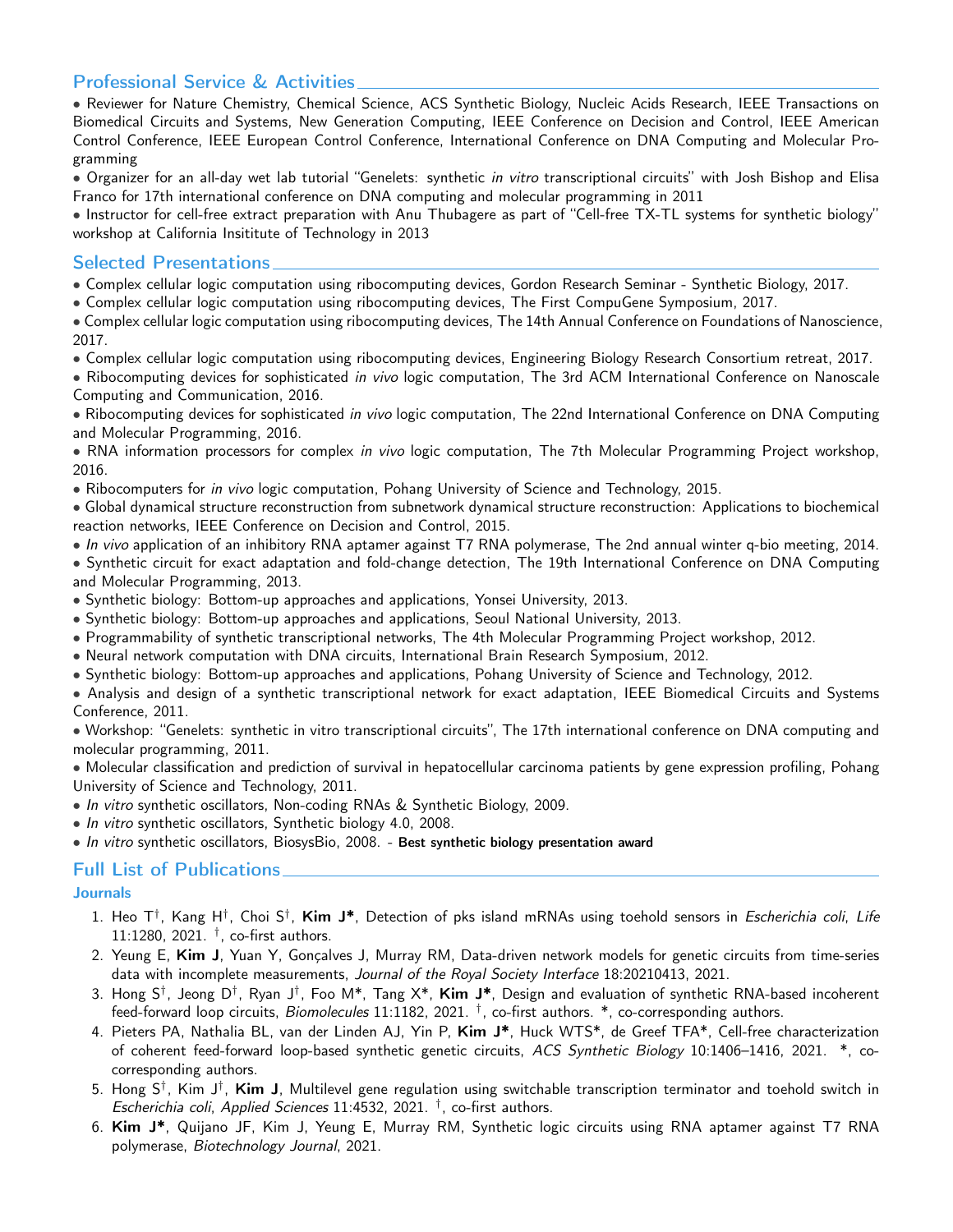## Professional Service & Activities

- Reviewer for Nature Chemistry, Chemical Science, ACS Synthetic Biology, Nucleic Acids Research, IEEE Transactions on Biomedical Circuits and Systems, New Generation Computing, IEEE Conference on Decision and Control, IEEE American Control Conference, IEEE European Control Conference, International Conference on DNA Computing and Molecular Programming
- Organizer for an all-day wet lab tutorial "Genelets: synthetic *in vitro* transcriptional circuits" with Josh Bishop and Elisa Franco for 17th international conference on DNA computing and molecular programming in 2011
- Instructor for cell-free extract preparation with Anu Thubagere as part of "Cell-free TX-TL systems for synthetic biology" workshop at California Insititute of Technology in 2013

## Selected Presentations

- Complex cellular logic computation using ribocomputing devices, Gordon Research Seminar - Synthetic Biology, 2017.
- Complex cellular logic computation using ribocomputing devices, The First CompuGene Symposium, 2017.
- Complex cellular logic computation using ribocomputing devices, The 14th Annual Conference on Foundations of Nanoscience, 2017.
- Complex cellular logic computation using ribocomputing devices, Engineering Biology Research Consortium retreat, 2017.
- Ribocomputing devices for sophisticated *in vivo* logic computation, The 3rd ACM International Conference on Nanoscale Computing and Communication, 2016.
- Ribocomputing devices for sophisticated *in vivo* logic computation, The 22nd International Conference on DNA Computing and Molecular Programming, 2016.
- RNA information processors for complex *in vivo* logic computation, The 7th Molecular Programming Project workshop, 2016.
- Ribocomputers for *in vivo* logic computation, Pohang University of Science and Technology, 2015.
- Global dynamical structure reconstruction from subnetwork dynamical structure reconstruction: Applications to biochemical reaction networks, IEEE Conference on Decision and Control, 2015.
- *In vivo* application of an inhibitory RNA aptamer against T7 RNA polymerase, The 2nd annual winter q-bio meeting, 2014.
- Synthetic circuit for exact adaptation and fold-change detection, The 19th International Conference on DNA Computing and Molecular Programming, 2013.
- Synthetic biology: Bottom-up approaches and applications, Yonsei University, 2013.
- Synthetic biology: Bottom-up approaches and applications, Seoul National University, 2013.
- Programmability of synthetic transcriptional networks, The 4th Molecular Programming Project workshop, 2012.
- Neural network computation with DNA circuits, International Brain Research Symposium, 2012.
- Synthetic biology: Bottom-up approaches and applications, Pohang University of Science and Technology, 2012.
- Analysis and design of a synthetic transcriptional network for exact adaptation, IEEE Biomedical Circuits and Systems Conference, 2011.
- Workshop: "Genelets: synthetic in vitro transcriptional circuits", The 17th international conference on DNA computing and molecular programming, 2011.
- Molecular classification and prediction of survival in hepatocellular carcinoma patients by gene expression profiling, Pohang University of Science and Technology, 2011.
- *In vitro* synthetic oscillators, Non-coding RNAs & Synthetic Biology, 2009.
- *In vitro* synthetic oscillators, Synthetic biology 4.0, 2008.
- *In vitro* synthetic oscillators, BiosysBio, 2008. - **Best synthetic biology presentation award**

## Full List of Publications

### Journals

1. Heo T†, Kang H†, Choi S†, **Kim J***, Detection of pks island mRNAs using toehold sensors in *Escherichia coli*, *Life* 11:1280, 2021. †, co-first authors.
2. Yeung E, **Kim J**, Yuan Y, Gonçalves J, Murray RM, Data-driven network models for genetic circuits from time-series data with incomplete measurements, *Journal of the Royal Society Interface* 18:20210413, 2021.
3. Hong S†, Jeong D†, Ryan J†, Foo M*, Tang X*, **Kim J***, Design and evaluation of synthetic RNA-based incoherent feed-forward loop circuits, *Biomolecules* 11:1182, 2021. †, co-first authors. *, co-corresponding authors.
4. Pieters PA, Nathalia BL, van der Linden AJ, Yin P, **Kim J***, Huck WTS*, de Greef TFA*, Cell-free characterization of coherent feed-forward loop-based synthetic genetic circuits, *ACS Synthetic Biology* 10:1406–1416, 2021. *, co-corresponding authors.
5. Hong S†, Kim J†, **Kim J**, Multilevel gene regulation using switchable transcription terminator and toehold switch in *Escherichia coli*, *Applied Sciences* 11:4532, 2021. †, co-first authors.
6. **Kim J***, Quijano JF, Kim J, Yeung E, Murray RM, Synthetic logic circuits using RNA aptamer against T7 RNA polymerase, *Biotechnology Journal*, 2021.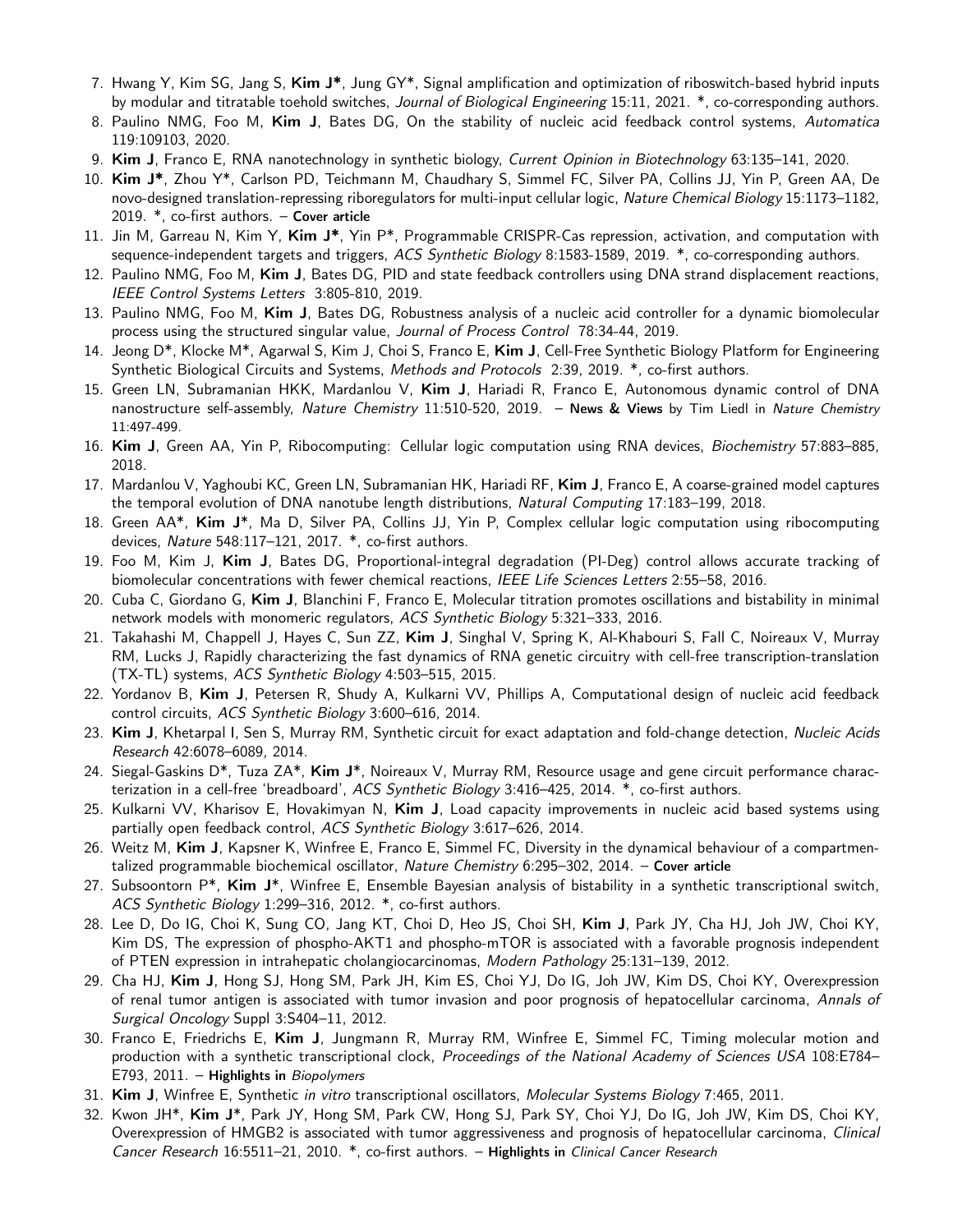7. Hwang Y, Kim SG, Jang S, **Kim J***, Jung GY*, Signal amplification and optimization of riboswitch-based hybrid inputs by modular and titratable toehold switches, *Journal of Biological Engineering* 15:11, 2021. *, co-corresponding authors.
8. Paulino NMG, Foo M, **Kim J**, Bates DG, On the stability of nucleic acid feedback control systems, *Automatica* 119:109103, 2020.
9. **Kim J**, Franco E, RNA nanotechnology in synthetic biology, *Current Opinion in Biotechnology* 63:135–141, 2020.
10. **Kim J***, Zhou Y*, Carlson PD, Teichmann M, Chaudhary S, Simmel FC, Silver PA, Collins JJ, Yin P, Green AA, De novo-designed translation-repressing riboregulators for multi-input cellular logic, *Nature Chemical Biology* 15:1173–1182, 2019. *, co-first authors. – **Cover article**
11. Jin M, Garreau N, Kim Y, **Kim J***, Yin P*, Programmable CRISPR-Cas repression, activation, and computation with sequence-independent targets and triggers, *ACS Synthetic Biology* 8:1583-1589, 2019. *, co-corresponding authors.
12. Paulino NMG, Foo M, **Kim J**, Bates DG, PID and state feedback controllers using DNA strand displacement reactions, *IEEE Control Systems Letters* 3:805-810, 2019.
13. Paulino NMG, Foo M, **Kim J**, Bates DG, Robustness analysis of a nucleic acid controller for a dynamic biomolecular process using the structured singular value, *Journal of Process Control* 78:34-44, 2019.
14. Jeong D*, Klocke M*, Agarwal S, Kim J, Choi S, Franco E, **Kim J**, Cell-Free Synthetic Biology Platform for Engineering Synthetic Biological Circuits and Systems, *Methods and Protocols* 2:39, 2019. *, co-first authors.
15. Green LN, Subramanian HKK, Mardanlou V, **Kim J**, Hariadi R, Franco E, Autonomous dynamic control of DNA nanostructure self-assembly, *Nature Chemistry* 11:510-520, 2019. – **News & Views** by Tim Liedl in *Nature Chemistry* 11:497-499.
16. **Kim J**, Green AA, Yin P, Ribocomputing: Cellular logic computation using RNA devices, *Biochemistry* 57:883–885, 2018.
17. Mardanlou V, Yaghoubi KC, Green LN, Subramanian HK, Hariadi RF, **Kim J**, Franco E, A coarse-grained model captures the temporal evolution of DNA nanotube length distributions, *Natural Computing* 17:183–199, 2018.
18. Green AA*, **Kim J***, Ma D, Silver PA, Collins JJ, Yin P, Complex cellular logic computation using ribocomputing devices, *Nature* 548:117–121, 2017. *, co-first authors.
19. Foo M, Kim J, **Kim J**, Bates DG, Proportional-integral degradation (PI-Deg) control allows accurate tracking of biomolecular concentrations with fewer chemical reactions, *IEEE Life Sciences Letters* 2:55–58, 2016.
20. Cuba C, Giordano G, **Kim J**, Blanchini F, Franco E, Molecular titration promotes oscillations and bistability in minimal network models with monomeric regulators, *ACS Synthetic Biology* 5:321–333, 2016.
21. Takahashi M, Chappell J, Hayes C, Sun ZZ, **Kim J**, Singhal V, Spring K, Al-Khabouri S, Fall C, Noireaux V, Murray RM, Lucks J, Rapidly characterizing the fast dynamics of RNA genetic circuitry with cell-free transcription-translation (TX-TL) systems, *ACS Synthetic Biology* 4:503–515, 2015.
22. Yordanov B, **Kim J**, Petersen R, Shudy A, Kulkarni VV, Phillips A, Computational design of nucleic acid feedback control circuits, *ACS Synthetic Biology* 3:600–616, 2014.
23. **Kim J**, Khetarpal I, Sen S, Murray RM, Synthetic circuit for exact adaptation and fold-change detection, *Nucleic Acids Research* 42:6078–6089, 2014.
24. Siegal-Gaskins D*, Tuza ZA*, **Kim J***, Noireaux V, Murray RM, Resource usage and gene circuit performance characterization in a cell-free 'breadboard', *ACS Synthetic Biology* 3:416–425, 2014. *, co-first authors.
25. Kulkarni VV, Kharisov E, Hovakimyan N, **Kim J**, Load capacity improvements in nucleic acid based systems using partially open feedback control, *ACS Synthetic Biology* 3:617–626, 2014.
26. Weitz M, **Kim J**, Kapsner K, Winfree E, Franco E, Simmel FC, Diversity in the dynamical behaviour of a compartmentalized programmable biochemical oscillator, *Nature Chemistry* 6:295–302, 2014. – **Cover article**
27. Subsoontorn P*, **Kim J***, Winfree E, Ensemble Bayesian analysis of bistability in a synthetic transcriptional switch, *ACS Synthetic Biology* 1:299–316, 2012. *, co-first authors.
28. Lee D, Do IG, Choi K, Sung CO, Jang KT, Choi D, Heo JS, Choi SH, **Kim J**, Park JY, Cha HJ, Joh JW, Choi KY, Kim DS, The expression of phospho-AKT1 and phospho-mTOR is associated with a favorable prognosis independent of PTEN expression in intrahepatic cholangiocarcinomas, *Modern Pathology* 25:131–139, 2012.
29. Cha HJ, **Kim J**, Hong SJ, Hong SM, Park JH, Kim ES, Choi YJ, Do IG, Joh JW, Kim DS, Choi KY, Overexpression of renal tumor antigen is associated with tumor invasion and poor prognosis of hepatocellular carcinoma, *Annals of Surgical Oncology* Suppl 3:S404–11, 2012.
30. Franco E, Friedrichs E, **Kim J**, Jungmann R, Murray RM, Winfree E, Simmel FC, Timing molecular motion and production with a synthetic transcriptional clock, *Proceedings of the National Academy of Sciences USA* 108:E784–E793, 2011. – **Highlights in** *Biopolymers*
31. **Kim J**, Winfree E, Synthetic *in vitro* transcriptional oscillators, *Molecular Systems Biology* 7:465, 2011.
32. Kwon JH*, **Kim J***, Park JY, Hong SM, Park CW, Hong SJ, Park SY, Choi YJ, Do IG, Joh JW, Kim DS, Choi KY, Overexpression of HMGB2 is associated with tumor aggressiveness and prognosis of hepatocellular carcinoma, *Clinical Cancer Research* 16:5511–21, 2010. *, co-first authors. – **Highlights in** *Clinical Cancer Research*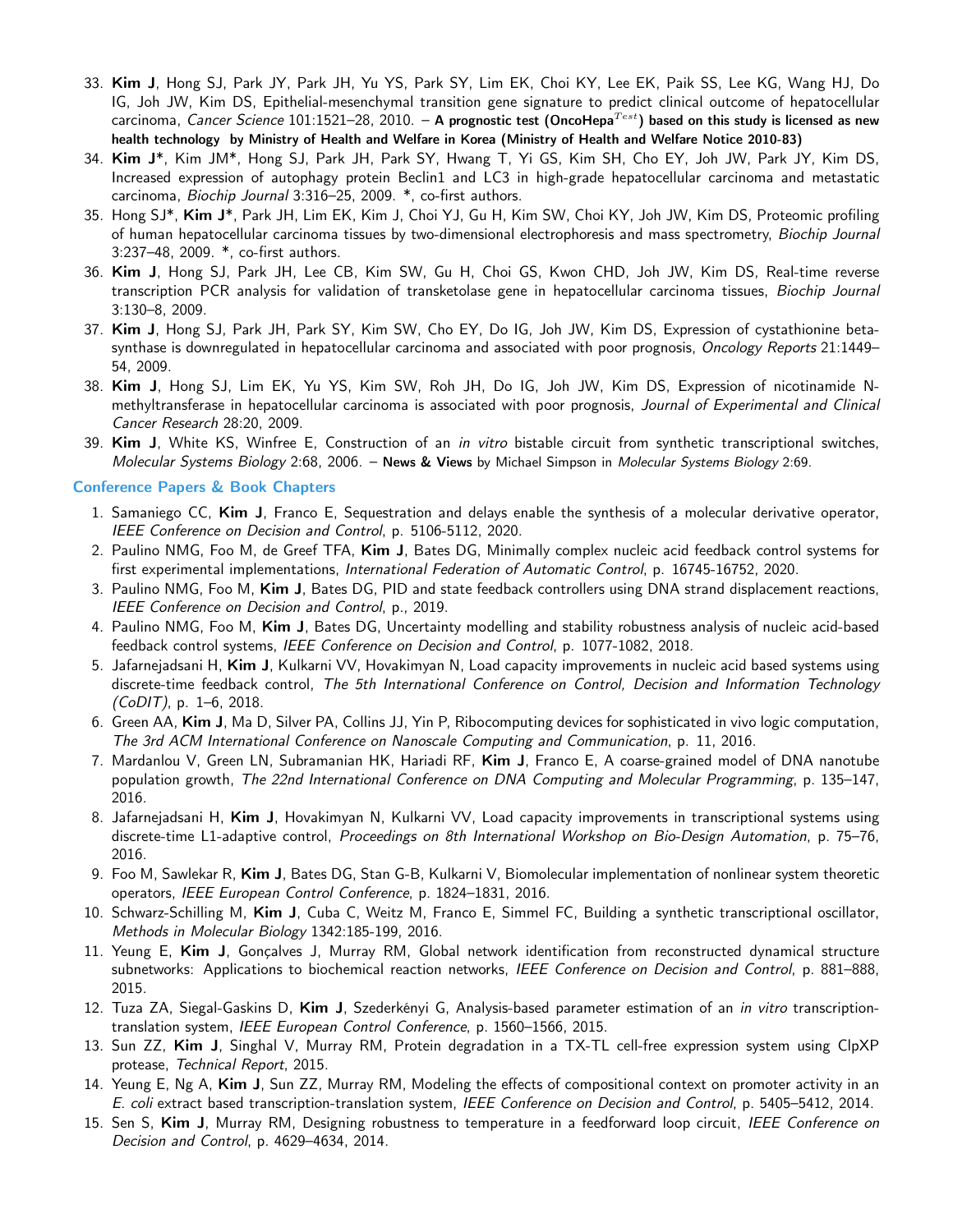33. **Kim J**, Hong SJ, Park JY, Park JH, Yu YS, Park SY, Lim EK, Choi KY, Lee EK, Paik SS, Lee KG, Wang HJ, Do IG, Joh JW, Kim DS, Epithelial-mesenchymal transition gene signature to predict clinical outcome of hepatocellular carcinoma, *Cancer Science* 101:1521–28, 2010. – **A prognostic test (OncoHepa$^{Test}$) based on this study is licensed as new health technology by Ministry of Health and Welfare in Korea (Ministry of Health and Welfare Notice 2010-83)**
34. **Kim J***, Kim JM*, Hong SJ, Park JH, Park SY, Hwang T, Yi GS, Kim SH, Cho EY, Joh JW, Park JY, Kim DS, Increased expression of autophagy protein Beclin1 and LC3 in high-grade hepatocellular carcinoma and metastatic carcinoma, *Biochip Journal* 3:316–25, 2009. *, co-first authors.
35. Hong SJ*, **Kim J***, Park JH, Lim EK, Kim J, Choi YJ, Gu H, Kim SW, Choi KY, Joh JW, Kim DS, Proteomic profiling of human hepatocellular carcinoma tissues by two-dimensional electrophoresis and mass spectrometry, *Biochip Journal* 3:237–48, 2009. *, co-first authors.
36. **Kim J**, Hong SJ, Park JH, Lee CB, Kim SW, Gu H, Choi GS, Kwon CHD, Joh JW, Kim DS, Real-time reverse transcription PCR analysis for validation of transketolase gene in hepatocellular carcinoma tissues, *Biochip Journal* 3:130–8, 2009.
37. **Kim J**, Hong SJ, Park JH, Park SY, Kim SW, Cho EY, Do IG, Joh JW, Kim DS, Expression of cystathionine beta-synthase is downregulated in hepatocellular carcinoma and associated with poor prognosis, *Oncology Reports* 21:1449–54, 2009.
38. **Kim J**, Hong SJ, Lim EK, Yu YS, Kim SW, Roh JH, Do IG, Joh JW, Kim DS, Expression of nicotinamide N-methyltransferase in hepatocellular carcinoma is associated with poor prognosis, *Journal of Experimental and Clinical Cancer Research* 28:20, 2009.
39. **Kim J**, White KS, Winfree E, Construction of an *in vitro* bistable circuit from synthetic transcriptional switches, *Molecular Systems Biology* 2:68, 2006. – **News & Views** by Michael Simpson in *Molecular Systems Biology* 2:69.

## Conference Papers & Book Chapters

1. Samaniego CC, **Kim J**, Franco E, Sequestration and delays enable the synthesis of a molecular derivative operator, *IEEE Conference on Decision and Control*, p. 5106-5112, 2020.
2. Paulino NMG, Foo M, de Greef TFA, **Kim J**, Bates DG, Minimally complex nucleic acid feedback control systems for first experimental implementations, *International Federation of Automatic Control*, p. 16745-16752, 2020.
3. Paulino NMG, Foo M, **Kim J**, Bates DG, PID and state feedback controllers using DNA strand displacement reactions, *IEEE Conference on Decision and Control*, p., 2019.
4. Paulino NMG, Foo M, **Kim J**, Bates DG, Uncertainty modelling and stability robustness analysis of nucleic acid-based feedback control systems, *IEEE Conference on Decision and Control*, p. 1077-1082, 2018.
5. Jafarnejadsani H, **Kim J**, Kulkarni VV, Hovakimyan N, Load capacity improvements in nucleic acid based systems using discrete-time feedback control, *The 5th International Conference on Control, Decision and Information Technology (CoDIT)*, p. 1–6, 2018.
6. Green AA, **Kim J**, Ma D, Silver PA, Collins JJ, Yin P, Ribocomputing devices for sophisticated in vivo logic computation, *The 3rd ACM International Conference on Nanoscale Computing and Communication*, p. 11, 2016.
7. Mardanlou V, Green LN, Subramanian HK, Hariadi RF, **Kim J**, Franco E, A coarse-grained model of DNA nanotube population growth, *The 22nd International Conference on DNA Computing and Molecular Programming*, p. 135–147, 2016.
8. Jafarnejadsani H, **Kim J**, Hovakimyan N, Kulkarni VV, Load capacity improvements in transcriptional systems using discrete-time L1-adaptive control, *Proceedings on 8th International Workshop on Bio-Design Automation*, p. 75–76, 2016.
9. Foo M, Sawlekar R, **Kim J**, Bates DG, Stan G-B, Kulkarni V, Biomolecular implementation of nonlinear system theoretic operators, *IEEE European Control Conference*, p. 1824–1831, 2016.
10. Schwarz-Schilling M, **Kim J**, Cuba C, Weitz M, Franco E, Simmel FC, Building a synthetic transcriptional oscillator, *Methods in Molecular Biology* 1342:185-199, 2016.
11. Yeung E, **Kim J**, Gonçalves J, Murray RM, Global network identification from reconstructed dynamical structure subnetworks: Applications to biochemical reaction networks, *IEEE Conference on Decision and Control*, p. 881–888, 2015.
12. Tuza ZA, Siegal-Gaskins D, **Kim J**, Szederkényi G, Analysis-based parameter estimation of an *in vitro* transcription-translation system, *IEEE European Control Conference*, p. 1560–1566, 2015.
13. Sun ZZ, **Kim J**, Singhal V, Murray RM, Protein degradation in a TX-TL cell-free expression system using ClpXP protease, *Technical Report*, 2015.
14. Yeung E, Ng A, **Kim J**, Sun ZZ, Murray RM, Modeling the effects of compositional context on promoter activity in an *E. coli* extract based transcription-translation system, *IEEE Conference on Decision and Control*, p. 5405–5412, 2014.
15. Sen S, **Kim J**, Murray RM, Designing robustness to temperature in a feedforward loop circuit, *IEEE Conference on Decision and Control*, p. 4629–4634, 2014.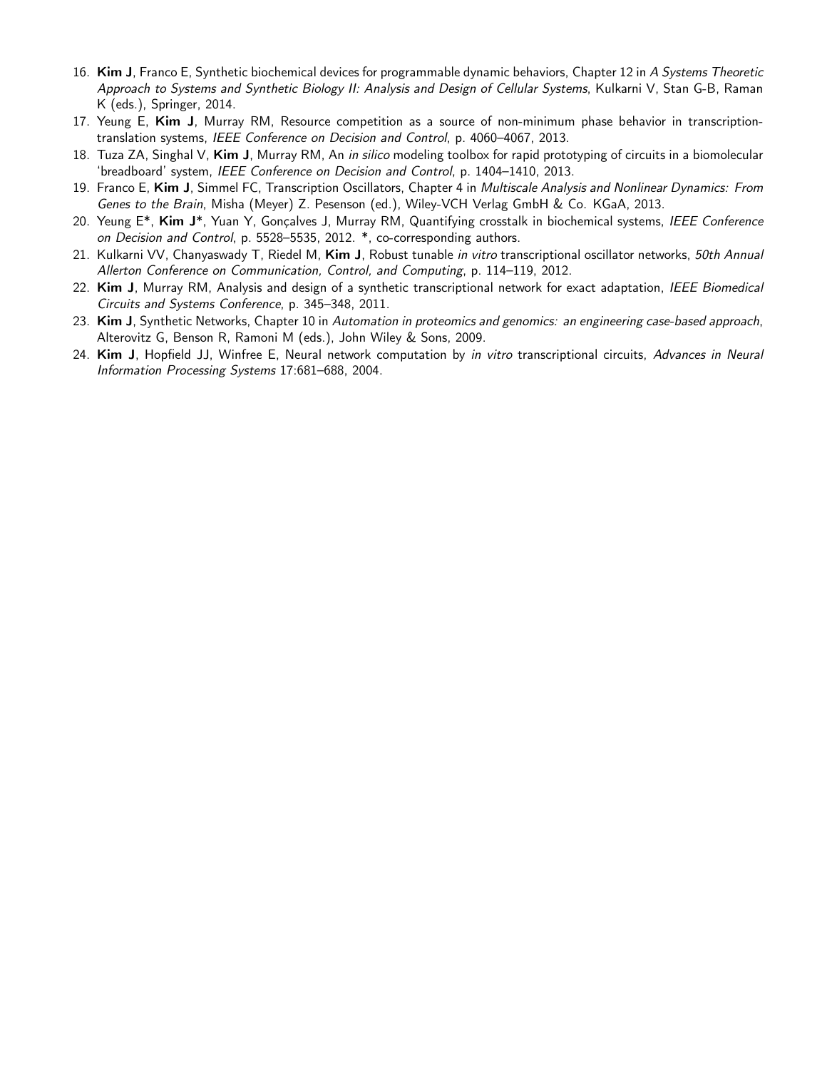16. **Kim J**, Franco E, Synthetic biochemical devices for programmable dynamic behaviors, Chapter 12 in *A Systems Theoretic Approach to Systems and Synthetic Biology II: Analysis and Design of Cellular Systems*, Kulkarni V, Stan G-B, Raman K (eds.), Springer, 2014.
17. Yeung E, **Kim J**, Murray RM, Resource competition as a source of non-minimum phase behavior in transcription-translation systems, *IEEE Conference on Decision and Control*, p. 4060–4067, 2013.
18. Tuza ZA, Singhal V, **Kim J**, Murray RM, An *in silico* modeling toolbox for rapid prototyping of circuits in a biomolecular 'breadboard' system, *IEEE Conference on Decision and Control*, p. 1404–1410, 2013.
19. Franco E, **Kim J**, Simmel FC, Transcription Oscillators, Chapter 4 in *Multiscale Analysis and Nonlinear Dynamics: From Genes to the Brain*, Misha (Meyer) Z. Pesenson (ed.), Wiley-VCH Verlag GmbH & Co. KGaA, 2013.
20. Yeung E*, **Kim J***, Yuan Y, Gonçalves J, Murray RM, Quantifying crosstalk in biochemical systems, *IEEE Conference on Decision and Control*, p. 5528–5535, 2012. *, co-corresponding authors.
21. Kulkarni VV, Chanyaswady T, Riedel M, **Kim J**, Robust tunable *in vitro* transcriptional oscillator networks, *50th Annual Allerton Conference on Communication, Control, and Computing*, p. 114–119, 2012.
22. **Kim J**, Murray RM, Analysis and design of a synthetic transcriptional network for exact adaptation, *IEEE Biomedical Circuits and Systems Conference*, p. 345–348, 2011.
23. **Kim J**, Synthetic Networks, Chapter 10 in *Automation in proteomics and genomics: an engineering case-based approach*, Alterovitz G, Benson R, Ramoni M (eds.), John Wiley & Sons, 2009.
24. **Kim J**, Hopfield JJ, Winfree E, Neural network computation by *in vitro* transcriptional circuits, *Advances in Neural Information Processing Systems* 17:681–688, 2004.